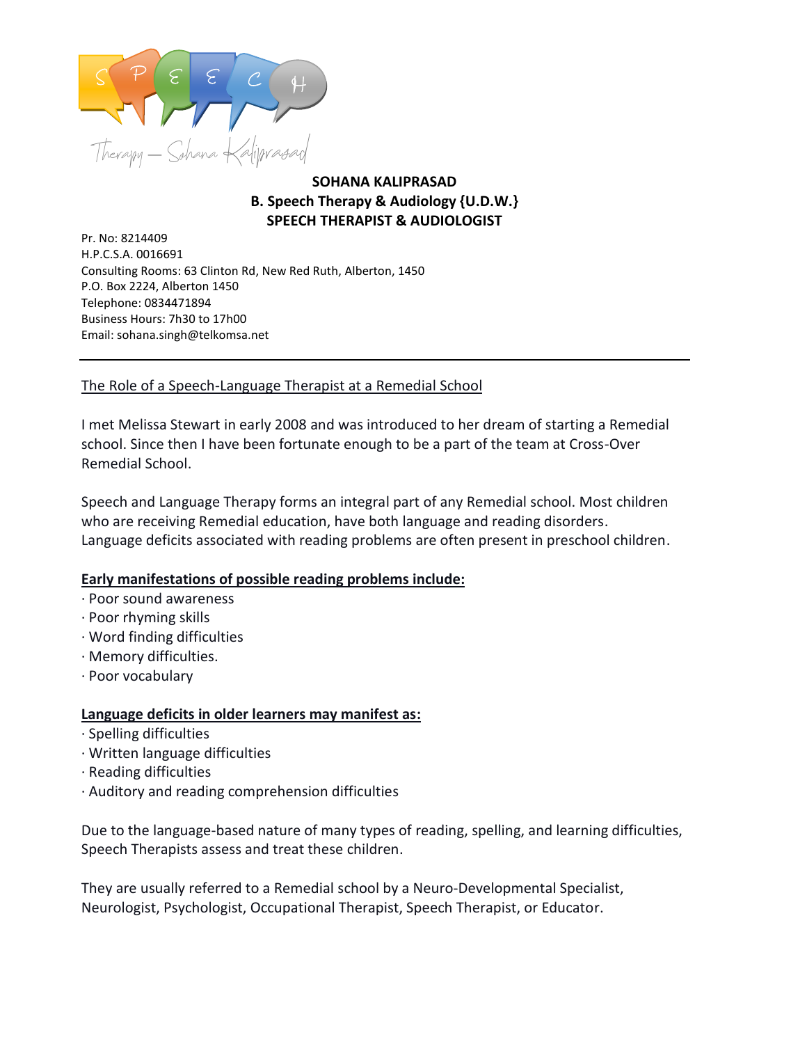**SOHANA KALIPRASAD**
**B. Speech Therapy & Audiology {U.D.W.}**
**SPEECH THERAPIST & AUDIOLOGIST**

Pr. No: 8214409
H.P.C.S.A. 0016691
Consulting Rooms: 63 Clinton Rd, New Red Ruth, Alberton, 1450
P.O. Box 2224, Alberton 1450
Telephone: 0834471894
Business Hours: 7h30 to 17h00
Email: sohana.singh@telkomsa.net

---

## The Role of a Speech-Language Therapist at a Remedial School

I met Melissa Stewart in early 2008 and was introduced to her dream of starting a Remedial school. Since then I have been fortunate enough to be a part of the team at Cross-Over Remedial School.

Speech and Language Therapy forms an integral part of any Remedial school. Most children who are receiving Remedial education, have both language and reading disorders. Language deficits associated with reading problems are often present in preschool children.

**Early manifestations of possible reading problems include:**

- Poor sound awareness
- Poor rhyming skills
- Word finding difficulties
- Memory difficulties.
- Poor vocabulary

**Language deficits in older learners may manifest as:**

- Spelling difficulties
- Written language difficulties
- Reading difficulties
- Auditory and reading comprehension difficulties

Due to the language-based nature of many types of reading, spelling, and learning difficulties, Speech Therapists assess and treat these children.

They are usually referred to a Remedial school by a Neuro-Developmental Specialist, Neurologist, Psychologist, Occupational Therapist, Speech Therapist, or Educator.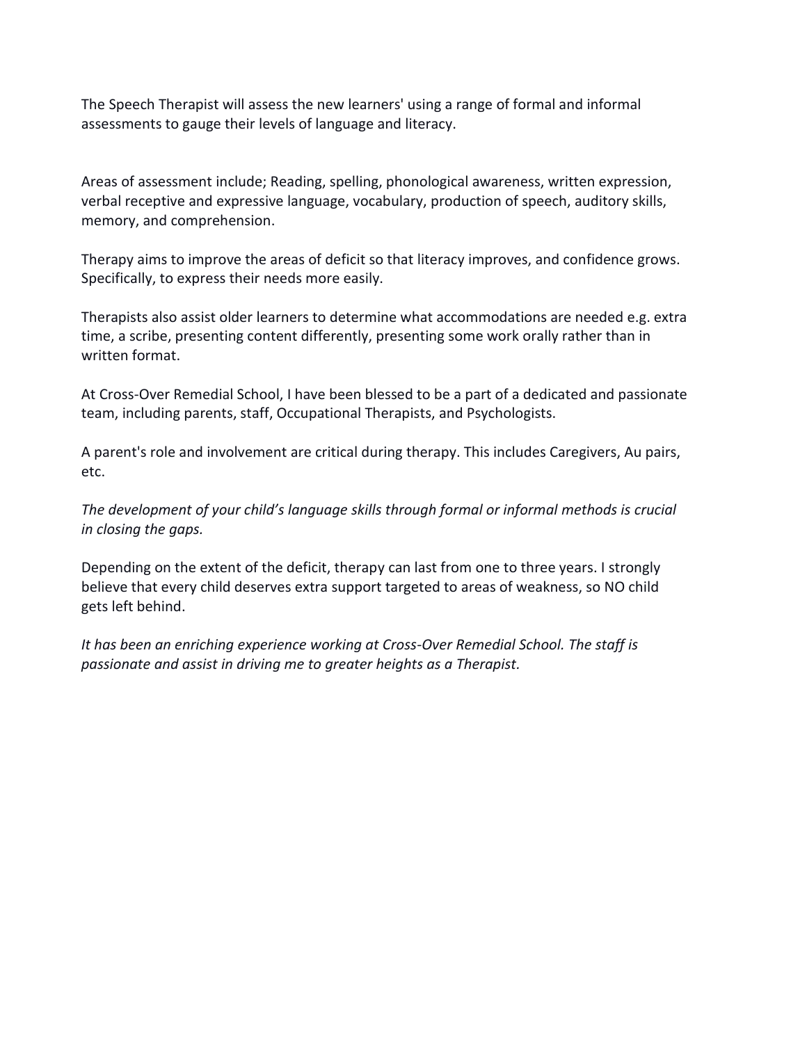The Speech Therapist will assess the new learners' using a range of formal and informal assessments to gauge their levels of language and literacy.

Areas of assessment include; Reading, spelling, phonological awareness, written expression, verbal receptive and expressive language, vocabulary, production of speech, auditory skills, memory, and comprehension.

Therapy aims to improve the areas of deficit so that literacy improves, and confidence grows. Specifically, to express their needs more easily.

Therapists also assist older learners to determine what accommodations are needed e.g. extra time, a scribe, presenting content differently, presenting some work orally rather than in written format.

At Cross-Over Remedial School, I have been blessed to be a part of a dedicated and passionate team, including parents, staff, Occupational Therapists, and Psychologists.

A parent's role and involvement are critical during therapy. This includes Caregivers, Au pairs, etc.

*The development of your child's language skills through formal or informal methods is crucial in closing the gaps.*

Depending on the extent of the deficit, therapy can last from one to three years. I strongly believe that every child deserves extra support targeted to areas of weakness, so NO child gets left behind.

*It has been an enriching experience working at Cross-Over Remedial School. The staff is passionate and assist in driving me to greater heights as a Therapist.*